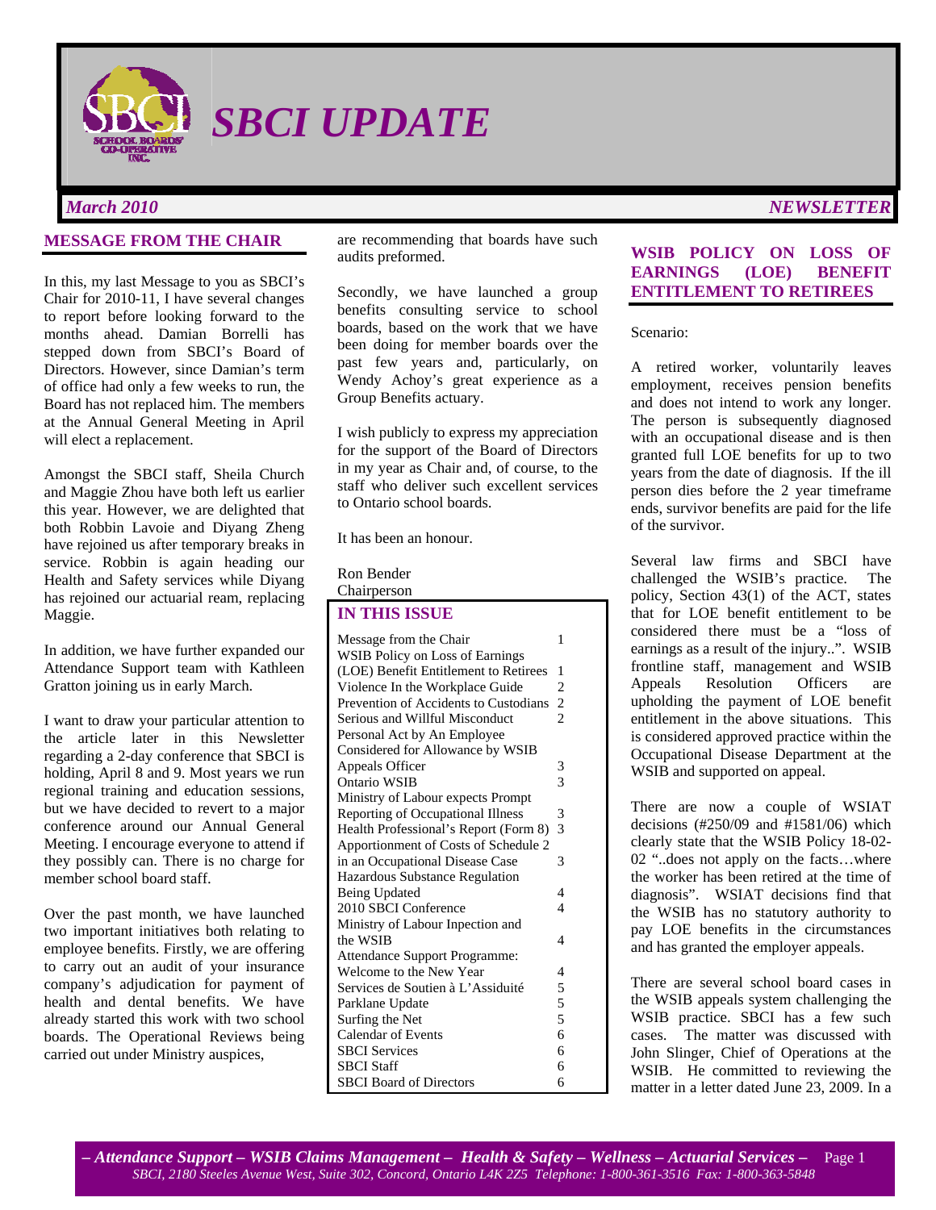# SBCI UPDATE

*March 2010* *NEWSLETTER*

## MESSAGE FROM THE CHAIR

In this, my last Message to you as SBCI's Chair for 2010-11, I have several changes to report before looking forward to the months ahead. Damian Borrelli has stepped down from SBCI's Board of Directors. However, since Damian's term of office had only a few weeks to run, the Board has not replaced him. The members at the Annual General Meeting in April will elect a replacement.

Amongst the SBCI staff, Sheila Church and Maggie Zhou have both left us earlier this year. However, we are delighted that both Robbin Lavoie and Diyang Zheng have rejoined us after temporary breaks in service. Robbin is again heading our Health and Safety services while Diyang has rejoined our actuarial ream, replacing Maggie.

In addition, we have further expanded our Attendance Support team with Kathleen Gratton joining us in early March.

I want to draw your particular attention to the article later in this Newsletter regarding a 2-day conference that SBCI is holding, April 8 and 9. Most years we run regional training and education sessions, but we have decided to revert to a major conference around our Annual General Meeting. I encourage everyone to attend if they possibly can. There is no charge for member school board staff.

Over the past month, we have launched two important initiatives both relating to employee benefits. Firstly, we are offering to carry out an audit of your insurance company's adjudication for payment of health and dental benefits. We have already started this work with two school boards. The Operational Reviews being carried out under Ministry auspices, are recommending that boards have such audits preformed.

Secondly, we have launched a group benefits consulting service to school boards, based on the work that we have been doing for member boards over the past few years and, particularly, on Wendy Achoy's great experience as a Group Benefits actuary.

I wish publicly to express my appreciation for the support of the Board of Directors in my year as Chair and, of course, to the staff who deliver such excellent services to Ontario school boards.

It has been an honour.

Ron Bender
Chairperson

## IN THIS ISSUE

| | |
|---|---|
| Message from the Chair | 1 |
| WSIB Policy on Loss of Earnings (LOE) Benefit Entitlement to Retirees | 1 |
| Violence In the Workplace Guide | 2 |
| Prevention of Accidents to Custodians | 2 |
| Serious and Willful Misconduct | 2 |
| Personal Act by An Employee Considered for Allowance by WSIB Appeals Officer | 3 |
| Ontario WSIB | 3 |
| Ministry of Labour expects Prompt Reporting of Occupational Illness | 3 |
| Health Professional's Report (Form 8) | 3 |
| Apportionment of Costs of Schedule 2 in an Occupational Disease Case | 3 |
| Hazardous Substance Regulation Being Updated | 4 |
| 2010 SBCI Conference | 4 |
| Ministry of Labour Inpection and the WSIB | 4 |
| Attendance Support Programme: Welcome to the New Year | 4 |
| Services de Soutien à L'Assiduité | 5 |
| Parklane Update | 5 |
| Surfing the Net | 5 |
| Calendar of Events | 6 |
| SBCI Services | 6 |
| SBCI Staff | 6 |
| SBCI Board of Directors | 6 |

## WSIB POLICY ON LOSS OF EARNINGS (LOE) BENEFIT ENTITLEMENT TO RETIREES

Scenario:

A retired worker, voluntarily leaves employment, receives pension benefits and does not intend to work any longer. The person is subsequently diagnosed with an occupational disease and is then granted full LOE benefits for up to two years from the date of diagnosis. If the ill person dies before the 2 year timeframe ends, survivor benefits are paid for the life of the survivor.

Several law firms and SBCI have challenged the WSIB's practice. The policy, Section 43(1) of the ACT, states that for LOE benefit entitlement to be considered there must be a "loss of earnings as a result of the injury..". WSIB frontline staff, management and WSIB Appeals Resolution Officers are upholding the payment of LOE benefit entitlement in the above situations. This is considered approved practice within the Occupational Disease Department at the WSIB and supported on appeal.

There are now a couple of WSIAT decisions (#250/09 and #1581/06) which clearly state that the WSIB Policy 18-02-02 "..does not apply on the facts…where the worker has been retired at the time of diagnosis". WSIAT decisions find that the WSIB has no statutory authority to pay LOE benefits in the circumstances and has granted the employer appeals.

There are several school board cases in the WSIB appeals system challenging the WSIB practice. SBCI has a few such cases. The matter was discussed with John Slinger, Chief of Operations at the WSIB. He committed to reviewing the matter in a letter dated June 23, 2009. In a

*– Attendance Support – WSIB Claims Management – Health & Safety – Wellness – Actuarial Services –*
*SBCI, 2180 Steeles Avenue West, Suite 302, Concord, Ontario L4K 2Z5 Telephone: 1-800-361-3516 Fax: 1-800-363-5848*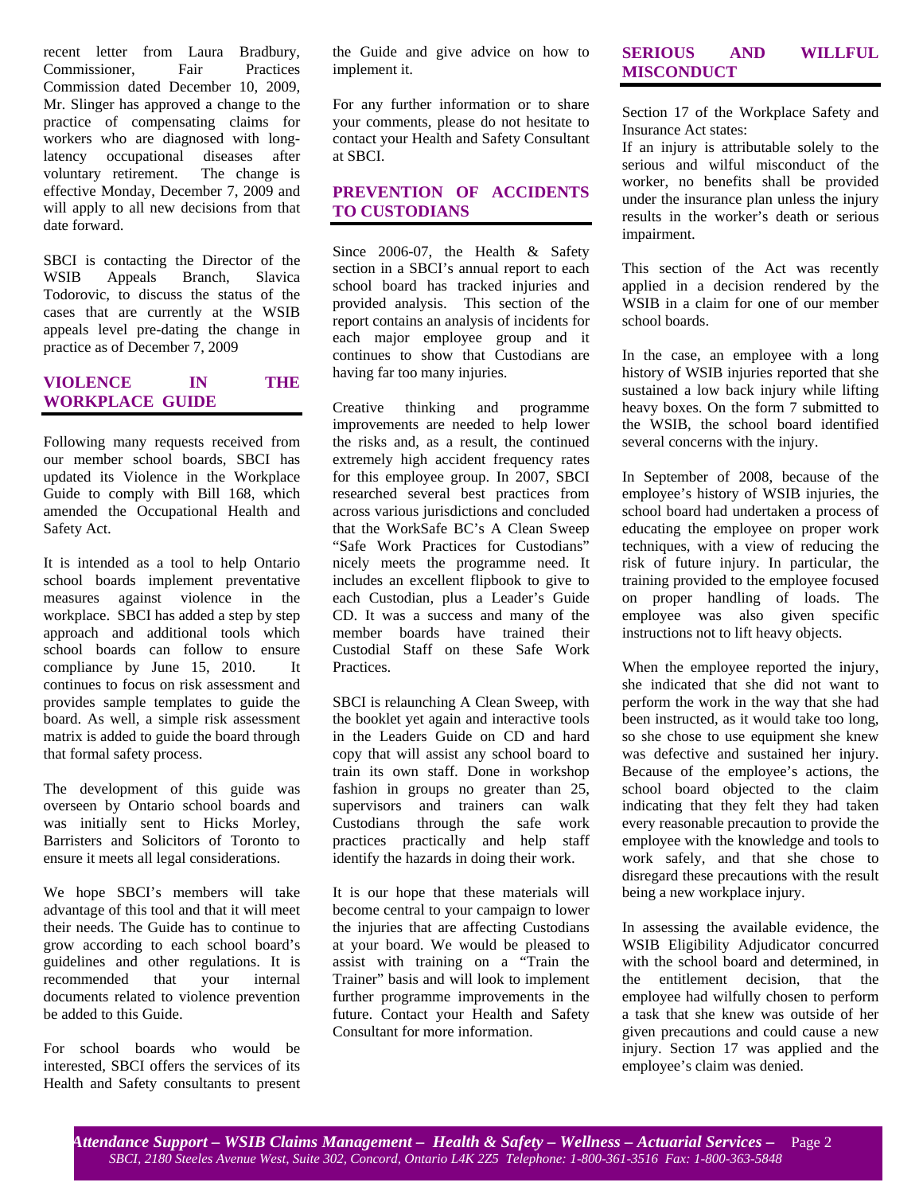recent letter from Laura Bradbury, Commissioner, Fair Practices Commission dated December 10, 2009, Mr. Slinger has approved a change to the practice of compensating claims for workers who are diagnosed with long-latency occupational diseases after voluntary retirement. The change is effective Monday, December 7, 2009 and will apply to all new decisions from that date forward.

SBCI is contacting the Director of the WSIB Appeals Branch, Slavica Todorovic, to discuss the status of the cases that are currently at the WSIB appeals level pre-dating the change in practice as of December 7, 2009

## VIOLENCE IN THE WORKPLACE GUIDE

Following many requests received from our member school boards, SBCI has updated its Violence in the Workplace Guide to comply with Bill 168, which amended the Occupational Health and Safety Act.

It is intended as a tool to help Ontario school boards implement preventative measures against violence in the workplace. SBCI has added a step by step approach and additional tools which school boards can follow to ensure compliance by June 15, 2010. It continues to focus on risk assessment and provides sample templates to guide the board. As well, a simple risk assessment matrix is added to guide the board through that formal safety process.

The development of this guide was overseen by Ontario school boards and was initially sent to Hicks Morley, Barristers and Solicitors of Toronto to ensure it meets all legal considerations.

We hope SBCI's members will take advantage of this tool and that it will meet their needs. The Guide has to continue to grow according to each school board's guidelines and other regulations. It is recommended that your internal documents related to violence prevention be added to this Guide.

For school boards who would be interested, SBCI offers the services of its Health and Safety consultants to present the Guide and give advice on how to implement it.

For any further information or to share your comments, please do not hesitate to contact your Health and Safety Consultant at SBCI.

## PREVENTION OF ACCIDENTS TO CUSTODIANS

Since 2006-07, the Health & Safety section in a SBCI's annual report to each school board has tracked injuries and provided analysis. This section of the report contains an analysis of incidents for each major employee group and it continues to show that Custodians are having far too many injuries.

Creative thinking and programme improvements are needed to help lower the risks and, as a result, the continued extremely high accident frequency rates for this employee group. In 2007, SBCI researched several best practices from across various jurisdictions and concluded that the WorkSafe BC's A Clean Sweep "Safe Work Practices for Custodians" nicely meets the programme need. It includes an excellent flipbook to give to each Custodian, plus a Leader's Guide CD. It was a success and many of the member boards have trained their Custodial Staff on these Safe Work Practices.

SBCI is relaunching A Clean Sweep, with the booklet yet again and interactive tools in the Leaders Guide on CD and hard copy that will assist any school board to train its own staff. Done in workshop fashion in groups no greater than 25, supervisors and trainers can walk Custodians through the safe work practices practically and help staff identify the hazards in doing their work.

It is our hope that these materials will become central to your campaign to lower the injuries that are affecting Custodians at your board. We would be pleased to assist with training on a "Train the Trainer" basis and will look to implement further programme improvements in the future. Contact your Health and Safety Consultant for more information.

## SERIOUS AND WILLFUL MISCONDUCT

Section 17 of the Workplace Safety and Insurance Act states:
If an injury is attributable solely to the serious and wilful misconduct of the worker, no benefits shall be provided under the insurance plan unless the injury results in the worker's death or serious impairment.

This section of the Act was recently applied in a decision rendered by the WSIB in a claim for one of our member school boards.

In the case, an employee with a long history of WSIB injuries reported that she sustained a low back injury while lifting heavy boxes. On the form 7 submitted to the WSIB, the school board identified several concerns with the injury.

In September of 2008, because of the employee's history of WSIB injuries, the school board had undertaken a process of educating the employee on proper work techniques, with a view of reducing the risk of future injury. In particular, the training provided to the employee focused on proper handling of loads. The employee was also given specific instructions not to lift heavy objects.

When the employee reported the injury, she indicated that she did not want to perform the work in the way that she had been instructed, as it would take too long, so she chose to use equipment she knew was defective and sustained her injury. Because of the employee's actions, the school board objected to the claim indicating that they felt they had taken every reasonable precaution to provide the employee with the knowledge and tools to work safely, and that she chose to disregard these precautions with the result being a new workplace injury.

In assessing the available evidence, the WSIB Eligibility Adjudicator concurred with the school board and determined, in the entitlement decision, that the employee had wilfully chosen to perform a task that she knew was outside of her given precautions and could cause a new injury. Section 17 was applied and the employee's claim was denied.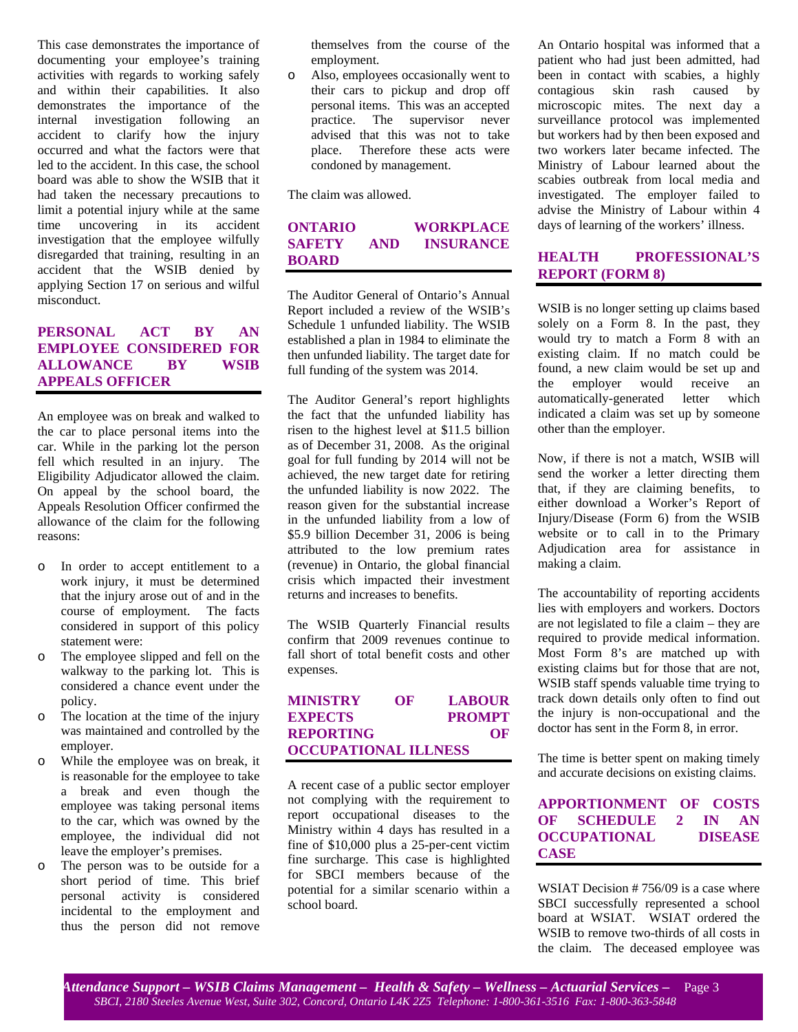This case demonstrates the importance of documenting your employee's training activities with regards to working safely and within their capabilities. It also demonstrates the importance of the internal investigation following an accident to clarify how the injury occurred and what the factors were that led to the accident. In this case, the school board was able to show the WSIB that it had taken the necessary precautions to limit a potential injury while at the same time uncovering in its accident investigation that the employee wilfully disregarded that training, resulting in an accident that the WSIB denied by applying Section 17 on serious and wilful misconduct.

## PERSONAL ACT BY AN EMPLOYEE CONSIDERED FOR ALLOWANCE BY WSIB APPEALS OFFICER

An employee was on break and walked to the car to place personal items into the car. While in the parking lot the person fell which resulted in an injury. The Eligibility Adjudicator allowed the claim. On appeal by the school board, the Appeals Resolution Officer confirmed the allowance of the claim for the following reasons:

- In order to accept entitlement to a work injury, it must be determined that the injury arose out of and in the course of employment. The facts considered in support of this policy statement were:
- The employee slipped and fell on the walkway to the parking lot. This is considered a chance event under the policy.
- The location at the time of the injury was maintained and controlled by the employer.
- While the employee was on break, it is reasonable for the employee to take a break and even though the employee was taking personal items to the car, which was owned by the employee, the individual did not leave the employer's premises.
- The person was to be outside for a short period of time. This brief personal activity is considered incidental to the employment and thus the person did not remove themselves from the course of the employment.
- Also, employees occasionally went to their cars to pickup and drop off personal items. This was an accepted practice. The supervisor never advised that this was not to take place. Therefore these acts were condoned by management.

The claim was allowed.

## ONTARIO WORKPLACE SAFETY AND INSURANCE BOARD

The Auditor General of Ontario's Annual Report included a review of the WSIB's Schedule 1 unfunded liability. The WSIB established a plan in 1984 to eliminate the then unfunded liability. The target date for full funding of the system was 2014.

The Auditor General's report highlights the fact that the unfunded liability has risen to the highest level at $11.5 billion as of December 31, 2008. As the original goal for full funding by 2014 will not be achieved, the new target date for retiring the unfunded liability is now 2022. The reason given for the substantial increase in the unfunded liability from a low of $5.9 billion December 31, 2006 is being attributed to the low premium rates (revenue) in Ontario, the global financial crisis which impacted their investment returns and increases to benefits.

The WSIB Quarterly Financial results confirm that 2009 revenues continue to fall short of total benefit costs and other expenses.

## MINISTRY OF LABOUR EXPECTS PROMPT REPORTING OF OCCUPATIONAL ILLNESS

A recent case of a public sector employer not complying with the requirement to report occupational diseases to the Ministry within 4 days has resulted in a fine of $10,000 plus a 25-per-cent victim fine surcharge. This case is highlighted for SBCI members because of the potential for a similar scenario within a school board.

An Ontario hospital was informed that a patient who had just been admitted, had been in contact with scabies, a highly contagious skin rash caused by microscopic mites. The next day a surveillance protocol was implemented but workers had by then been exposed and two workers later became infected. The Ministry of Labour learned about the scabies outbreak from local media and investigated. The employer failed to advise the Ministry of Labour within 4 days of learning of the workers' illness.

## HEALTH PROFESSIONAL'S REPORT (FORM 8)

WSIB is no longer setting up claims based solely on a Form 8. In the past, they would try to match a Form 8 with an existing claim. If no match could be found, a new claim would be set up and the employer would receive an automatically-generated letter which indicated a claim was set up by someone other than the employer.

Now, if there is not a match, WSIB will send the worker a letter directing them that, if they are claiming benefits, to either download a Worker's Report of Injury/Disease (Form 6) from the WSIB website or to call in to the Primary Adjudication area for assistance in making a claim.

The accountability of reporting accidents lies with employers and workers. Doctors are not legislated to file a claim – they are required to provide medical information. Most Form 8's are matched up with existing claims but for those that are not, WSIB staff spends valuable time trying to track down details only often to find out the injury is non-occupational and the doctor has sent in the Form 8, in error.

The time is better spent on making timely and accurate decisions on existing claims.

## APPORTIONMENT OF COSTS OF SCHEDULE 2 IN AN OCCUPATIONAL DISEASE CASE

WSIAT Decision # 756/09 is a case where SBCI successfully represented a school board at WSIAT. WSIAT ordered the WSIB to remove two-thirds of all costs in the claim. The deceased employee was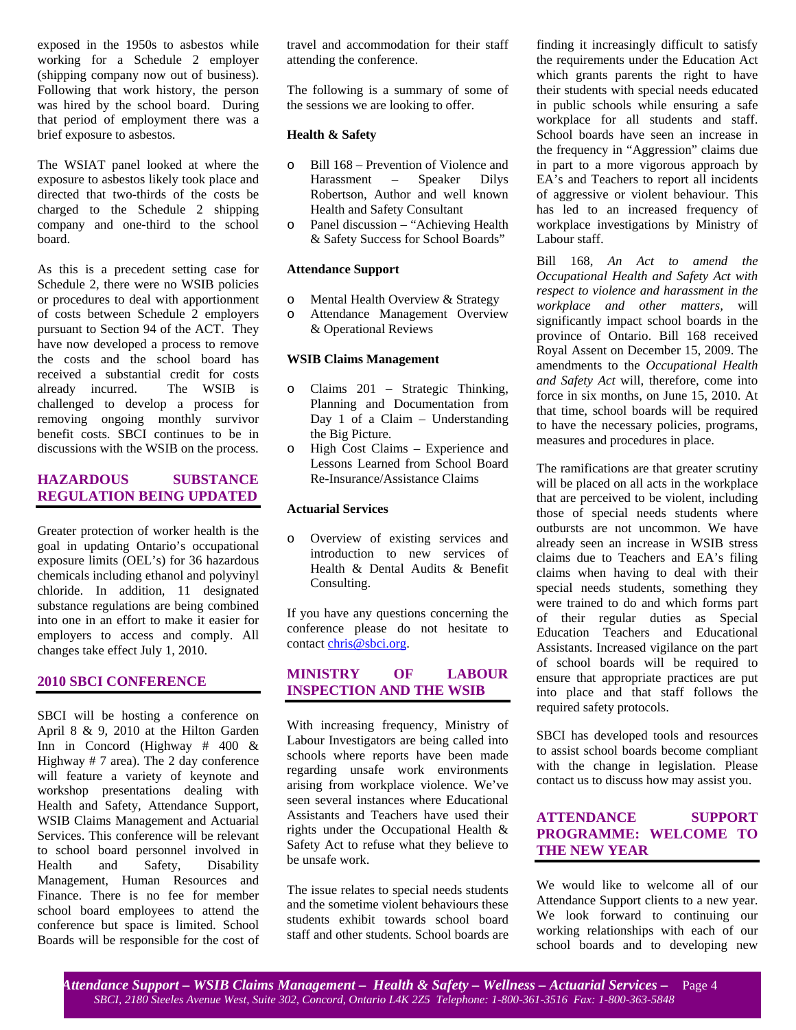exposed in the 1950s to asbestos while working for a Schedule 2 employer (shipping company now out of business). Following that work history, the person was hired by the school board. During that period of employment there was a brief exposure to asbestos.

The WSIAT panel looked at where the exposure to asbestos likely took place and directed that two-thirds of the costs be charged to the Schedule 2 shipping company and one-third to the school board.

As this is a precedent setting case for Schedule 2, there were no WSIB policies or procedures to deal with apportionment of costs between Schedule 2 employers pursuant to Section 94 of the ACT. They have now developed a process to remove the costs and the school board has received a substantial credit for costs already incurred. The WSIB is challenged to develop a process for removing ongoing monthly survivor benefit costs. SBCI continues to be in discussions with the WSIB on the process.

## HAZARDOUS SUBSTANCE REGULATION BEING UPDATED

Greater protection of worker health is the goal in updating Ontario's occupational exposure limits (OEL's) for 36 hazardous chemicals including ethanol and polyvinyl chloride. In addition, 11 designated substance regulations are being combined into one in an effort to make it easier for employers to access and comply. All changes take effect July 1, 2010.

## 2010 SBCI CONFERENCE

SBCI will be hosting a conference on April 8 & 9, 2010 at the Hilton Garden Inn in Concord (Highway # 400 & Highway # 7 area). The 2 day conference will feature a variety of keynote and workshop presentations dealing with Health and Safety, Attendance Support, WSIB Claims Management and Actuarial Services. This conference will be relevant to school board personnel involved in Health and Safety, Disability Management, Human Resources and Finance. There is no fee for member school board employees to attend the conference but space is limited. School Boards will be responsible for the cost of travel and accommodation for their staff attending the conference.

The following is a summary of some of the sessions we are looking to offer.

**Health & Safety**

- Bill 168 – Prevention of Violence and Harassment – Speaker Dilys Robertson, Author and well known Health and Safety Consultant
- Panel discussion – "Achieving Health & Safety Success for School Boards"

**Attendance Support**

- Mental Health Overview & Strategy
- Attendance Management Overview & Operational Reviews

**WSIB Claims Management**

- Claims 201 – Strategic Thinking, Planning and Documentation from Day 1 of a Claim – Understanding the Big Picture.
- High Cost Claims – Experience and Lessons Learned from School Board Re-Insurance/Assistance Claims

**Actuarial Services**

- Overview of existing services and introduction to new services of Health & Dental Audits & Benefit Consulting.

If you have any questions concerning the conference please do not hesitate to contact chris@sbci.org.

## MINISTRY OF LABOUR INSPECTION AND THE WSIB

With increasing frequency, Ministry of Labour Investigators are being called into schools where reports have been made regarding unsafe work environments arising from workplace violence. We've seen several instances where Educational Assistants and Teachers have used their rights under the Occupational Health & Safety Act to refuse what they believe to be unsafe work.

The issue relates to special needs students and the sometime violent behaviours these students exhibit towards school board staff and other students. School boards are finding it increasingly difficult to satisfy the requirements under the Education Act which grants parents the right to have their students with special needs educated in public schools while ensuring a safe workplace for all students and staff. School boards have seen an increase in the frequency in "Aggression" claims due in part to a more vigorous approach by EA's and Teachers to report all incidents of aggressive or violent behaviour. This has led to an increased frequency of workplace investigations by Ministry of Labour staff.

Bill 168, *An Act to amend the Occupational Health and Safety Act with respect to violence and harassment in the workplace and other matters*, will significantly impact school boards in the province of Ontario. Bill 168 received Royal Assent on December 15, 2009. The amendments to the *Occupational Health and Safety Act* will, therefore, come into force in six months, on June 15, 2010. At that time, school boards will be required to have the necessary policies, programs, measures and procedures in place.

The ramifications are that greater scrutiny will be placed on all acts in the workplace that are perceived to be violent, including those of special needs students where outbursts are not uncommon. We have already seen an increase in WSIB stress claims due to Teachers and EA's filing claims when having to deal with their special needs students, something they were trained to do and which forms part of their regular duties as Special Education Teachers and Educational Assistants. Increased vigilance on the part of school boards will be required to ensure that appropriate practices are put into place and that staff follows the required safety protocols.

SBCI has developed tools and resources to assist school boards become compliant with the change in legislation. Please contact us to discuss how may assist you.

## ATTENDANCE SUPPORT PROGRAMME: WELCOME TO THE NEW YEAR

We would like to welcome all of our Attendance Support clients to a new year. We look forward to continuing our working relationships with each of our school boards and to developing new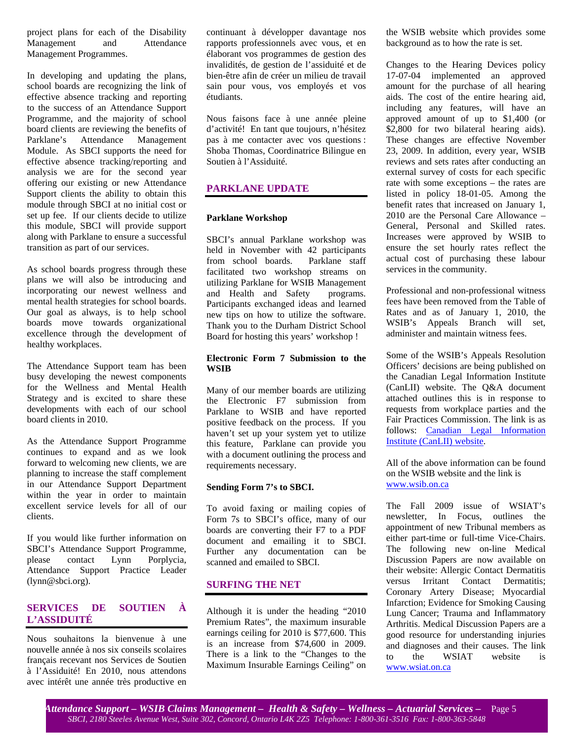project plans for each of the Disability Management and Attendance Management Programmes.

In developing and updating the plans, school boards are recognizing the link of effective absence tracking and reporting to the success of an Attendance Support Programme, and the majority of school board clients are reviewing the benefits of Parklane's Attendance Management Module. As SBCI supports the need for effective absence tracking/reporting and analysis we are for the second year offering our existing or new Attendance Support clients the ability to obtain this module through SBCI at no initial cost or set up fee. If our clients decide to utilize this module, SBCI will provide support along with Parklane to ensure a successful transition as part of our services.

As school boards progress through these plans we will also be introducing and incorporating our newest wellness and mental health strategies for school boards. Our goal as always, is to help school boards move towards organizational excellence through the development of healthy workplaces.

The Attendance Support team has been busy developing the newest components for the Wellness and Mental Health Strategy and is excited to share these developments with each of our school board clients in 2010.

As the Attendance Support Programme continues to expand and as we look forward to welcoming new clients, we are planning to increase the staff complement in our Attendance Support Department within the year in order to maintain excellent service levels for all of our clients.

If you would like further information on SBCI's Attendance Support Programme, please contact Lynn Porplycia, Attendance Support Practice Leader (lynn@sbci.org).

## SERVICES DE SOUTIEN À L'ASSIDUITÉ

Nous souhaitons la bienvenue à une nouvelle année à nos six conseils scolaires français recevant nos Services de Soutien à l'Assiduité! En 2010, nous attendons avec intérêt une année très productive en continuant à développer davantage nos rapports professionnels avec vous, et en élaborant vos programmes de gestion des invalidités, de gestion de l'assiduité et de bien-être afin de créer un milieu de travail sain pour vous, vos employés et vos étudiants.

Nous faisons face à une année pleine d'activité! En tant que toujours, n'hésitez pas à me contacter avec vos questions : Shoba Thomas, Coordinatrice Bilingue en Soutien à l'Assiduité.

## PARKLANE UPDATE

### Parklane Workshop

SBCI's annual Parklane workshop was held in November with 42 participants from school boards. Parklane staff facilitated two workshop streams on utilizing Parklane for WSIB Management and Health and Safety programs. Participants exchanged ideas and learned new tips on how to utilize the software. Thank you to the Durham District School Board for hosting this years' workshop !

### Electronic Form 7 Submission to the WSIB

Many of our member boards are utilizing the Electronic F7 submission from Parklane to WSIB and have reported positive feedback on the process. If you haven't set up your system yet to utilize this feature, Parklane can provide you with a document outlining the process and requirements necessary.

### Sending Form 7's to SBCI.

To avoid faxing or mailing copies of Form 7s to SBCI's office, many of our boards are converting their F7 to a PDF document and emailing it to SBCI. Further any documentation can be scanned and emailed to SBCI.

## SURFING THE NET

Although it is under the heading "2010 Premium Rates", the maximum insurable earnings ceiling for 2010 is $77,600. This is an increase from $74,600 in 2009. There is a link to the "Changes to the Maximum Insurable Earnings Ceiling" on the WSIB website which provides some background as to how the rate is set.

Changes to the Hearing Devices policy 17-07-04 implemented an approved amount for the purchase of all hearing aids. The cost of the entire hearing aid, including any features, will have an approved amount of up to $1,400 (or $2,800 for two bilateral hearing aids). These changes are effective November 23, 2009. In addition, every year, WSIB reviews and sets rates after conducting an external survey of costs for each specific rate with some exceptions – the rates are listed in policy 18-01-05. Among the benefit rates that increased on January 1, 2010 are the Personal Care Allowance – General, Personal and Skilled rates. Increases were approved by WSIB to ensure the set hourly rates reflect the actual cost of purchasing these labour services in the community.

Professional and non-professional witness fees have been removed from the Table of Rates and as of January 1, 2010, the WSIB's Appeals Branch will set, administer and maintain witness fees.

Some of the WSIB's Appeals Resolution Officers' decisions are being published on the Canadian Legal Information Institute (CanLII) website. The Q&A document attached outlines this is in response to requests from workplace parties and the Fair Practices Commission. The link is as follows: Canadian Legal Information Institute (CanLII) website.

All of the above information can be found on the WSIB website and the link is www.wsib.on.ca

The Fall 2009 issue of WSIAT's newsletter, In Focus, outlines the appointment of new Tribunal members as either part-time or full-time Vice-Chairs. The following new on-line Medical Discussion Papers are now available on their website: Allergic Contact Dermatitis versus Irritant Contact Dermatitis; Coronary Artery Disease; Myocardial Infarction; Evidence for Smoking Causing Lung Cancer; Trauma and Inflammatory Arthritis. Medical Discussion Papers are a good resource for understanding injuries and diagnoses and their causes. The link to the WSIAT website is www.wsiat.on.ca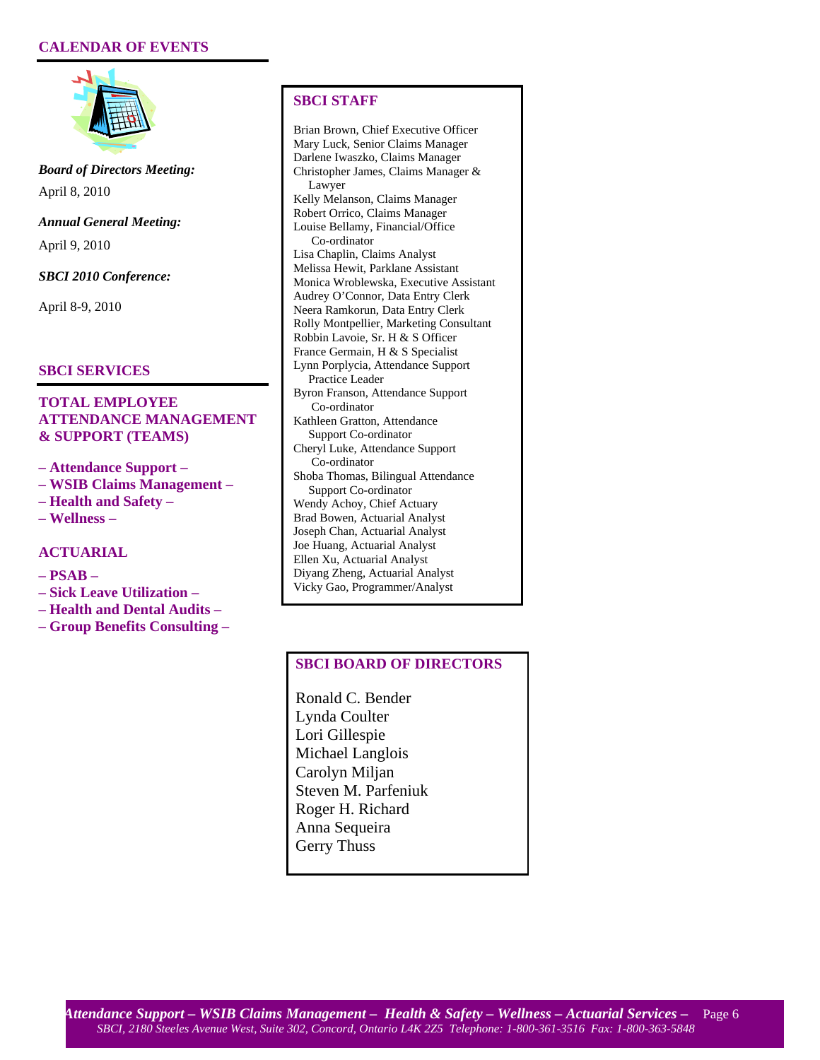## CALENDAR OF EVENTS

***Board of Directors Meeting:***

April 8, 2010

***Annual General Meeting:***

April 9, 2010

***SBCI 2010 Conference:***

April 8-9, 2010

## SBCI SERVICES

### TOTAL EMPLOYEE ATTENDANCE MANAGEMENT & SUPPORT (TEAMS)

**– Attendance Support –**
**– WSIB Claims Management –**
**– Health and Safety –**
**– Wellness –**

### ACTUARIAL

**– PSAB –**
**– Sick Leave Utilization –**
**– Health and Dental Audits –**
**– Group Benefits Consulting –**

## SBCI STAFF

Brian Brown, Chief Executive Officer
Mary Luck, Senior Claims Manager
Darlene Iwaszko, Claims Manager
Christopher James, Claims Manager & Lawyer
Kelly Melanson, Claims Manager
Robert Orrico, Claims Manager
Louise Bellamy, Financial/Office Co-ordinator
Lisa Chaplin, Claims Analyst
Melissa Hewit, Parklane Assistant
Monica Wroblewska, Executive Assistant
Audrey O'Connor, Data Entry Clerk
Neera Ramkorun, Data Entry Clerk
Rolly Montpellier, Marketing Consultant
Robbin Lavoie, Sr. H & S Officer
France Germain, H & S Specialist
Lynn Porplycia, Attendance Support Practice Leader
Byron Franson, Attendance Support Co-ordinator
Kathleen Gratton, Attendance Support Co-ordinator
Cheryl Luke, Attendance Support Co-ordinator
Shoba Thomas, Bilingual Attendance Support Co-ordinator
Wendy Achoy, Chief Actuary
Brad Bowen, Actuarial Analyst
Joseph Chan, Actuarial Analyst
Joe Huang, Actuarial Analyst
Ellen Xu, Actuarial Analyst
Diyang Zheng, Actuarial Analyst
Vicky Gao, Programmer/Analyst

## SBCI BOARD OF DIRECTORS

Ronald C. Bender
Lynda Coulter
Lori Gillespie
Michael Langlois
Carolyn Miljan
Steven M. Parfeniuk
Roger H. Richard
Anna Sequeira
Gerry Thuss

***Attendance Support – WSIB Claims Management – Health & Safety – Wellness – Actuarial Services –***
*SBCI, 2180 Steeles Avenue West, Suite 302, Concord, Ontario L4K 2Z5 Telephone: 1-800-361-3516 Fax: 1-800-363-5848*